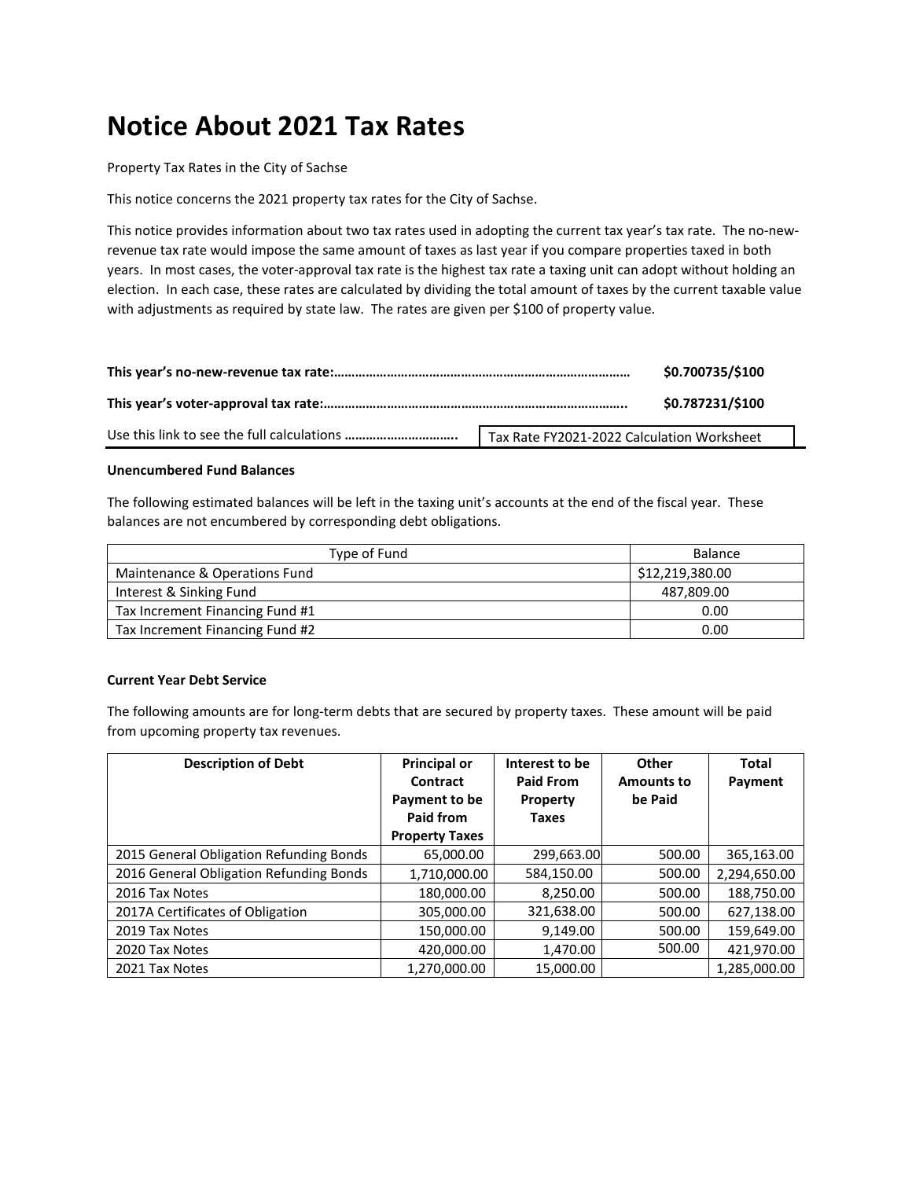# Notice About 2021 Tax Rates

Property Tax Rates in the City of Sachse

This notice concerns the 2021 property tax rates for the City of Sachse.

This notice provides information about two tax rates used in adopting the current tax year's tax rate. The no-new-revenue tax rate would impose the same amount of taxes as last year if you compare properties taxed in both years. In most cases, the voter-approval tax rate is the highest tax rate a taxing unit can adopt without holding an election. In each case, these rates are calculated by dividing the total amount of taxes by the current taxable value with adjustments as required by state law. The rates are given per $100 of property value.

**This year's no-new-revenue tax rate:………………………………………………………………………** **$0.700735/$100**

**This year's voter-approval tax rate:………………………………………………………………………..** **$0.787231/$100**

Use this link to see the full calculations **…………………………..** Tax Rate FY2021-2022 Calculation Worksheet

**Unencumbered Fund Balances**

The following estimated balances will be left in the taxing unit's accounts at the end of the fiscal year. These balances are not encumbered by corresponding debt obligations.

| Type of Fund | Balance |
|---|---|
| Maintenance & Operations Fund | $12,219,380.00 |
| Interest & Sinking Fund | 487,809.00 |
| Tax Increment Financing Fund #1 | 0.00 |
| Tax Increment Financing Fund #2 | 0.00 |

**Current Year Debt Service**

The following amounts are for long-term debts that are secured by property taxes. These amount will be paid from upcoming property tax revenues.

| Description of Debt | Principal or Contract Payment to be Paid from Property Taxes | Interest to be Paid From Property Taxes | Other Amounts to be Paid | Total Payment |
|---|---|---|---|---|
| 2015 General Obligation Refunding Bonds | 65,000.00 | 299,663.00 | 500.00 | 365,163.00 |
| 2016 General Obligation Refunding Bonds | 1,710,000.00 | 584,150.00 | 500.00 | 2,294,650.00 |
| 2016 Tax Notes | 180,000.00 | 8,250.00 | 500.00 | 188,750.00 |
| 2017A Certificates of Obligation | 305,000.00 | 321,638.00 | 500.00 | 627,138.00 |
| 2019 Tax Notes | 150,000.00 | 9,149.00 | 500.00 | 159,649.00 |
| 2020 Tax Notes | 420,000.00 | 1,470.00 | 500.00 | 421,970.00 |
| 2021 Tax Notes | 1,270,000.00 | 15,000.00 | | 1,285,000.00 |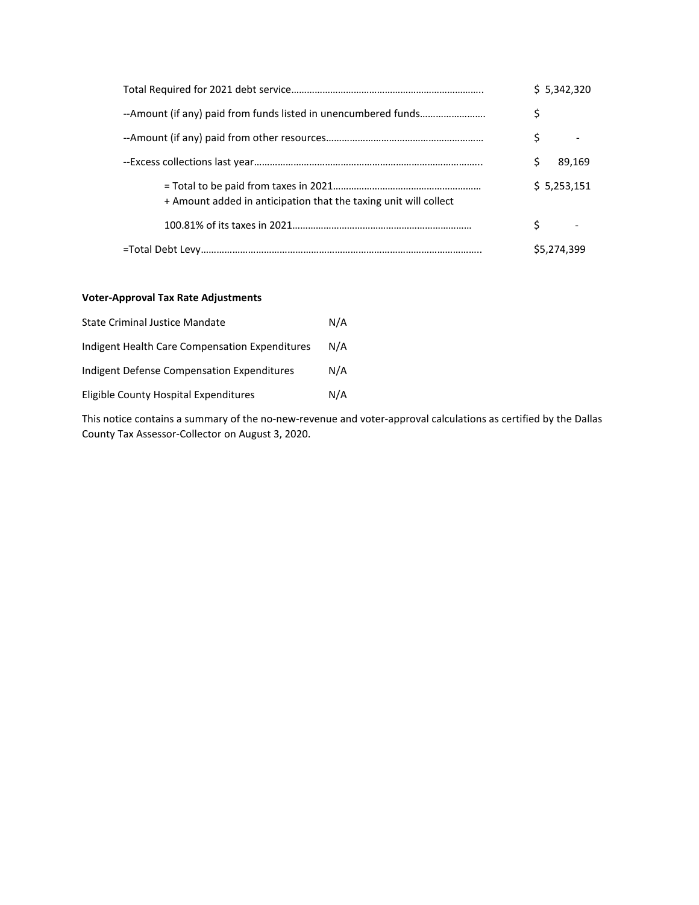| | |
|---|---|
| Total Required for 2021 debt service………………………………………………………………. | \$ 5,342,320 |
| --Amount (if any) paid from funds listed in unencumbered funds……………………. | \$ |
| --Amount (if any) paid from other resources…………………………………………………… | \$ - |
| --Excess collections last year………………………………………………………………………….. | \$ 89,169 |
| = Total to be paid from taxes in 2021………………………………………………… | \$ 5,253,151 |
| + Amount added in anticipation that the taxing unit will collect 100.81% of its taxes in 2021………………………………………………………… | \$ - |
| =Total Debt Levy……………………………………………………………………………………………….. | \$5,274,399 |

**Voter-Approval Tax Rate Adjustments**

| | |
|---|---|
| State Criminal Justice Mandate | N/A |
| Indigent Health Care Compensation Expenditures | N/A |
| Indigent Defense Compensation Expenditures | N/A |
| Eligible County Hospital Expenditures | N/A |

This notice contains a summary of the no-new-revenue and voter-approval calculations as certified by the Dallas County Tax Assessor-Collector on August 3, 2020.